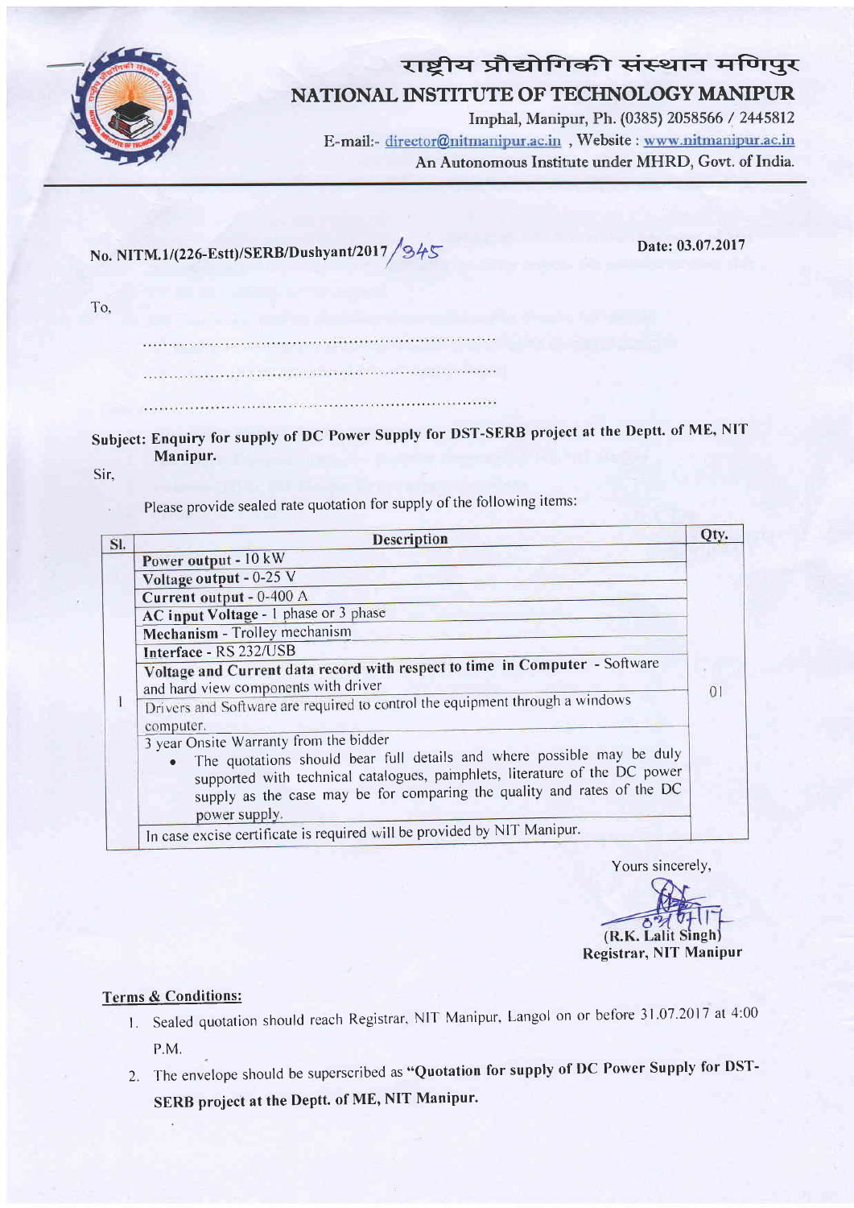# राष्ट्रीय प्रौद्योगिकी संस्थान मणिपुर

## NATIONAL INSTITUTE OF TECHNOLOGY MANIPUR

Imphal, Manipur, Ph. (0385) 2058566 / 2445812

E-mail:- director@nitmanipur.ac.in , Website : www.nitmanipur.ac.in

An Autonomous Institute under MHRD, Govt. of India.

---

No. NITM.1/(226-Estt)/SERB/Dushyant/2017/345

Date: 03.07.2017

To,

......................................................................

......................................................................

......................................................................

**Subject: Enquiry for supply of DC Power Supply for DST-SERB project at the Deptt. of ME, NIT Manipur.**

Sir,

Please provide sealed rate quotation for supply of the following items:

| Sl. | Description | Qty. |
|---|---|---|
| 1 | **Power output** - 10 kW | 01 |
| | **Voltage output** - 0-25 V | |
| | **Current output** - 0-400 A | |
| | **AC input Voltage** - 1 phase or 3 phase | |
| | **Mechanism** - Trolley mechanism | |
| | **Interface** - RS 232/USB | |
| | **Voltage and Current data record with respect to time in Computer** - Software and hard view components with driver | |
| | Drivers and Software are required to control the equipment through a windows computer. | |
| | 3 year Onsite Warranty from the bidder<br>• The quotations should bear full details and where possible may be duly supported with technical catalogues, pamphlets, literature of the DC power supply as the case may be for comparing the quality and rates of the DC power supply. | |
| | In case excise certificate is required will be provided by NIT Manipur. | |

Yours sincerely,

(R.K. Lalit Singh)
**Registrar, NIT Manipur**

**Terms & Conditions:**

1. Sealed quotation should reach Registrar, NIT Manipur, Langol on or before 31.07.2017 at 4:00 P.M.
2. The envelope should be superscribed as **"Quotation for supply of DC Power Supply for DST-SERB project at the Deptt. of ME, NIT Manipur.**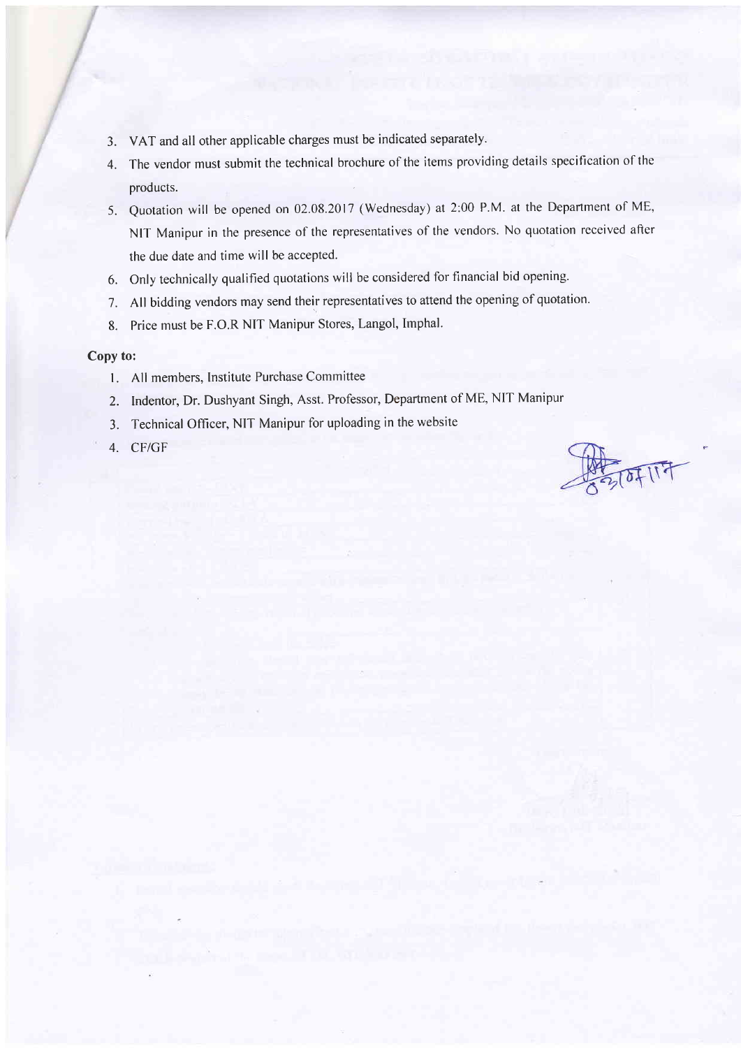3. VAT and all other applicable charges must be indicated separately.
4. The vendor must submit the technical brochure of the items providing details specification of the products.
5. Quotation will be opened on 02.08.2017 (Wednesday) at 2:00 P.M. at the Department of ME, NIT Manipur in the presence of the representatives of the vendors. No quotation received after the due date and time will be accepted.
6. Only technically qualified quotations will be considered for financial bid opening.
7. All bidding vendors may send their representatives to attend the opening of quotation.
8. Price must be F.O.R NIT Manipur Stores, Langol, Imphal.

**Copy to:**

1. All members, Institute Purchase Committee
2. Indentor, Dr. Dushyant Singh, Asst. Professor, Department of ME, NIT Manipur
3. Technical Officer, NIT Manipur for uploading in the website
4. CF/GF

23/07/17